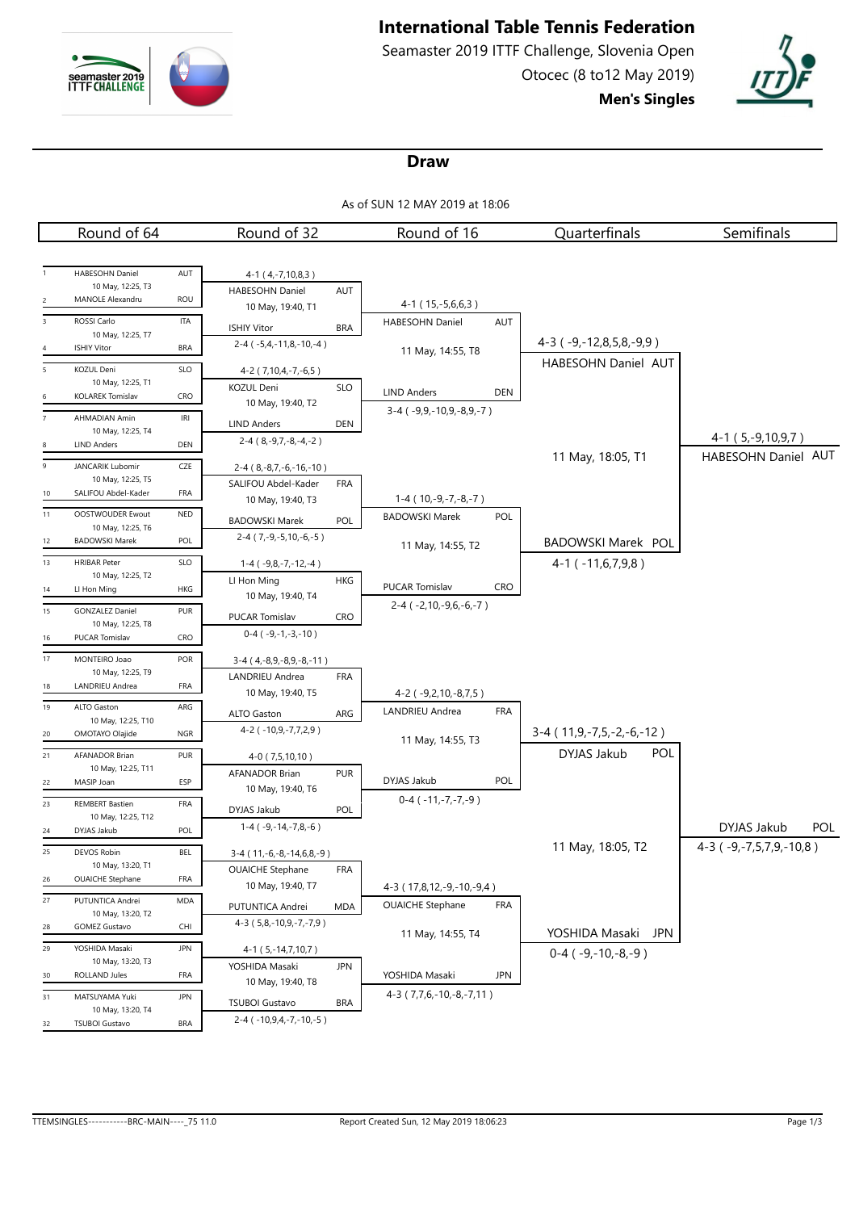# International Table Tennis Federation

Seamaster 2019 ITTF Challenge, Slovenia Open

Otocec (8 to12 May 2019)

**Men's Singles**

## Draw

As of SUN 12 MAY 2019 at 18:06

### Round of 64

| # | Player | Assoc | Match |
|---|---|---|---|
| 1 | HABESOHN Daniel | AUT | 10 May, 12:25, T3 |
| 2 | MANOLE Alexandru | ROU | |
| 3 | ROSSI Carlo | ITA | 10 May, 12:25, T7 |
| 4 | ISHIY Vitor | BRA | |
| 5 | KOZUL Deni | SLO | 10 May, 12:25, T1 |
| 6 | KOLAREK Tomislav | CRO | |
| 7 | AHMADIAN Amin | IRI | 10 May, 12:25, T4 |
| 8 | LIND Anders | DEN | |
| 9 | JANCARIK Lubomir | CZE | 10 May, 12:25, T5 |
| 10 | SALIFOU Abdel-Kader | FRA | |
| 11 | OOSTWOUDER Ewout | NED | 10 May, 12:25, T6 |
| 12 | BADOWSKI Marek | POL | |
| 13 | HRIBAR Peter | SLO | 10 May, 12:25, T2 |
| 14 | LI Hon Ming | HKG | |
| 15 | GONZALEZ Daniel | PUR | 10 May, 12:25, T8 |
| 16 | PUCAR Tomislav | CRO | |
| 17 | MONTEIRO Joao | POR | 10 May, 12:25, T9 |
| 18 | LANDRIEU Andrea | FRA | |
| 19 | ALTO Gaston | ARG | 10 May, 12:25, T10 |
| 20 | OMOTAYO Olajide | NGR | |
| 21 | AFANADOR Brian | PUR | 10 May, 12:25, T11 |
| 22 | MASIP Joan | ESP | |
| 23 | REMBERT Bastien | FRA | 10 May, 12:25, T12 |
| 24 | DYJAS Jakub | POL | |
| 25 | DEVOS Robin | BEL | 10 May, 13:20, T1 |
| 26 | OUAICHE Stephane | FRA | |
| 27 | PUTUNTICA Andrei | MDA | 10 May, 13:20, T2 |
| 28 | GOMEZ Gustavo | CHI | |
| 29 | YOSHIDA Masaki | JPN | 10 May, 13:20, T3 |
| 30 | ROLLAND Jules | FRA | |
| 31 | MATSUYAMA Yuki | JPN | 10 May, 13:20, T4 |
| 32 | TSUBOI Gustavo | BRA | |

### Round of 32

| Winner | Assoc | Match | Score |
|---|---|---|---|
| HABESOHN Daniel | AUT | 10 May, 19:40, T1 | 4-1 ( 4,-7,10,8,3 ) |
| ISHIY Vitor | BRA | | 2-4 ( -5,4,-11,8,-10,-4 ) |
| KOZUL Deni | SLO | 10 May, 19:40, T2 | 4-2 ( 7,10,4,-7,-6,5 ) |
| LIND Anders | DEN | | 2-4 ( 8,-9,7,-8,-4,-2 ) |
| SALIFOU Abdel-Kader | FRA | 10 May, 19:40, T3 | 2-4 ( 8,-8,7,-6,-16,-10 ) |
| BADOWSKI Marek | POL | | 2-4 ( 7,-9,-5,10,-6,-5 ) |
| LI Hon Ming | HKG | 10 May, 19:40, T4 | 1-4 ( -9,8,-7,-12,-4 ) |
| PUCAR Tomislav | CRO | | 0-4 ( -9,-1,-3,-10 ) |
| LANDRIEU Andrea | FRA | 10 May, 19:40, T5 | 3-4 ( 4,-8,9,-8,9,-8,-11 ) |
| ALTO Gaston | ARG | | 4-2 ( -10,9,-7,7,2,9 ) |
| AFANADOR Brian | PUR | 10 May, 19:40, T6 | 4-0 ( 7,5,10,10 ) |
| DYJAS Jakub | POL | | 1-4 ( -9,-14,-7,8,-6 ) |
| OUAICHE Stephane | FRA | 10 May, 19:40, T7 | 3-4 ( 11,-6,-8,-14,6,8,-9 ) |
| PUTUNTICA Andrei | MDA | | 4-3 ( 5,8,-10,9,-7,-7,9 ) |
| YOSHIDA Masaki | JPN | 10 May, 19:40, T8 | 4-1 ( 5,-14,7,10,7 ) |
| TSUBOI Gustavo | BRA | | 2-4 ( -10,9,4,-7,-10,-5 ) |

### Round of 16

| Winner | Assoc | Match | Score |
|---|---|---|---|
| HABESOHN Daniel | AUT | 11 May, 14:55, T8 | 4-1 ( 15,-5,6,6,3 ) |
| LIND Anders | DEN | | 3-4 ( -9,9,-10,9,-8,9,-7 ) |
| BADOWSKI Marek | POL | 11 May, 14:55, T2 | 1-4 ( 10,-9,-7,-8,-7 ) |
| PUCAR Tomislav | CRO | | 2-4 ( -2,10,-9,6,-6,-7 ) |
| LANDRIEU Andrea | FRA | 11 May, 14:55, T3 | 4-2 ( -9,2,10,-8,7,5 ) |
| DYJAS Jakub | POL | | 0-4 ( -11,-7,-7,-9 ) |
| OUAICHE Stephane | FRA | 11 May, 14:55, T4 | 4-3 ( 17,8,12,-9,-10,-9,4 ) |
| YOSHIDA Masaki | JPN | | 4-3 ( 7,7,6,-10,-8,-7,11 ) |

### Quarterfinals

| Winner | Assoc | Match | Score |
|---|---|---|---|
| HABESOHN Daniel | AUT | 11 May, 18:05, T1 | 4-3 ( -9,-12,8,5,8,-9,9 ) |
| BADOWSKI Marek | POL | | 4-1 ( -11,6,7,9,8 ) |
| DYJAS Jakub | POL | 11 May, 18:05, T2 | 3-4 ( 11,9,-7,5,-2,-6,-12 ) |
| YOSHIDA Masaki | JPN | | 0-4 ( -9,-10,-8,-9 ) |

### Semifinals

| Winner | Assoc | Score |
|---|---|---|
| HABESOHN Daniel | AUT | 4-1 ( 5,-9,10,9,7 ) |
| DYJAS Jakub | POL | 4-3 ( -9,-7,5,7,9,-10,8 ) |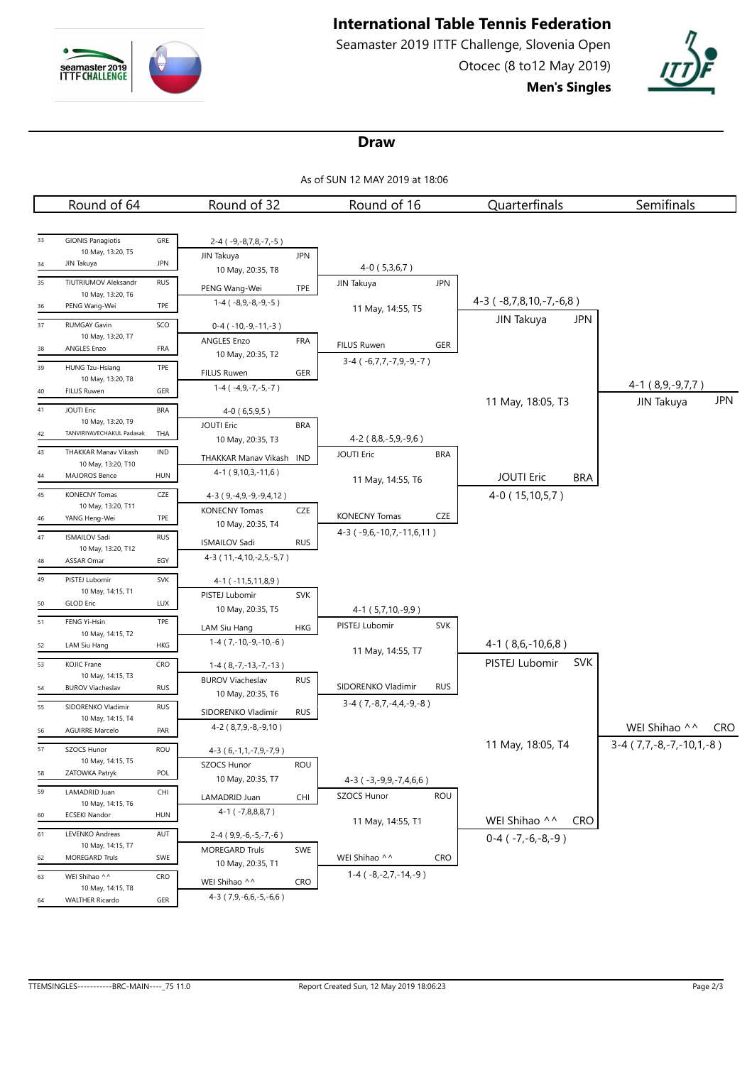# International Table Tennis Federation

Seamaster 2019 ITTF Challenge, Slovenia Open

Otocec (8 to12 May 2019)

**Men's Singles**

## Draw

As of SUN 12 MAY 2019 at 18:06

### Round of 64

| # | Player | Assoc | Match info | Score |
|---|---|---|---|---|
| 33 | GIONIS Panagiotis | GRE | 10 May, 13:20, T5 | 2-4 ( -9,-8,7,8,-7,-5 ) |
| 34 | JIN Takuya | JPN | | |
| 35 | TIUTRIUMOV Aleksandr | RUS | 10 May, 13:20, T6 | 1-4 ( -8,9,-8,-9,-5 ) |
| 36 | PENG Wang-Wei | TPE | | |
| 37 | RUMGAY Gavin | SCO | 10 May, 13:20, T7 | 0-4 ( -10,-9,-11,-3 ) |
| 38 | ANGLES Enzo | FRA | | |
| 39 | HUNG Tzu-Hsiang | TPE | 10 May, 13:20, T8 | 1-4 ( -4,9,-7,-5,-7 ) |
| 40 | FILUS Ruwen | GER | | |
| 41 | JOUTI Eric | BRA | 10 May, 13:20, T9 | 4-0 ( 6,5,9,5 ) |
| 42 | TANVIRIYAVECHAKUL Padasak | THA | | |
| 43 | THAKKAR Manav Vikash | IND | 10 May, 13:20, T10 | 4-1 ( 9,10,3,-11,6 ) |
| 44 | MAJOROS Bence | HUN | | |
| 45 | KONECNY Tomas | CZE | 10 May, 13:20, T11 | 4-3 ( 9,-4,9,-9,-9,4,12 ) |
| 46 | YANG Heng-Wei | TPE | | |
| 47 | ISMAILOV Sadi | RUS | 10 May, 13:20, T12 | 4-3 ( 11,-4,10,-2,5,-5,7 ) |
| 48 | ASSAR Omar | EGY | | |
| 49 | PISTEJ Lubomir | SVK | 10 May, 14:15, T1 | 4-1 ( -11,5,11,8,9 ) |
| 50 | GLOD Eric | LUX | | |
| 51 | FENG Yi-Hsin | TPE | 10 May, 14:15, T2 | 1-4 ( 7,-10,-9,-10,-6 ) |
| 52 | LAM Siu Hang | HKG | | |
| 53 | KOJIC Frane | CRO | 10 May, 14:15, T3 | 1-4 ( 8,-7,-13,-7,-13 ) |
| 54 | BUROV Viacheslav | RUS | | |
| 55 | SIDORENKO Vladimir | RUS | 10 May, 14:15, T4 | 4-2 ( 8,7,9,-8,-9,10 ) |
| 56 | AGUIRRE Marcelo | PAR | | |
| 57 | SZOCS Hunor | ROU | 10 May, 14:15, T5 | 4-3 ( 6,-1,1,-7,9,-7,9 ) |
| 58 | ZATOWKA Patryk | POL | | |
| 59 | LAMADRID Juan | CHI | 10 May, 14:15, T6 | 4-1 ( -7,8,8,8,7 ) |
| 60 | ECSEKI Nandor | HUN | | |
| 61 | LEVENKO Andreas | AUT | 10 May, 14:15, T7 | 2-4 ( 9,9,-6,-5,-7,-6 ) |
| 62 | MOREGARD Truls | SWE | | |
| 63 | WEI Shihao ^^ | CRO | 10 May, 14:15, T8 | 4-3 ( 7,9,-6,6,-5,-6,6 ) |
| 64 | WALTHER Ricardo | GER | | |

### Round of 32

| Player | Assoc | Match info | Score |
|---|---|---|---|
| JIN Takuya | JPN | 10 May, 20:35, T8 | 4-0 ( 5,3,6,7 ) |
| PENG Wang-Wei | TPE | | |
| ANGLES Enzo | FRA | 10 May, 20:35, T2 | 3-4 ( -6,7,7,-7,9,-9,-7 ) |
| FILUS Ruwen | GER | | |
| JOUTI Eric | BRA | 10 May, 20:35, T3 | 4-2 ( 8,8,-5,9,-9,6 ) |
| THAKKAR Manav Vikash | IND | | |
| KONECNY Tomas | CZE | 10 May, 20:35, T4 | 4-3 ( -9,6,-10,7,-11,6,11 ) |
| ISMAILOV Sadi | RUS | | |
| PISTEJ Lubomir | SVK | 10 May, 20:35, T5 | 4-1 ( 5,7,10,-9,9 ) |
| LAM Siu Hang | HKG | | |
| BUROV Viacheslav | RUS | 10 May, 20:35, T6 | 3-4 ( 7,-8,7,-4,4,-9,-8 ) |
| SIDORENKO Vladimir | RUS | | |
| SZOCS Hunor | ROU | 10 May, 20:35, T7 | 4-3 ( -3,-9,9,-7,4,6,6 ) |
| LAMADRID Juan | CHI | | |
| MOREGARD Truls | SWE | 10 May, 20:35, T1 | 1-4 ( -8,-2,7,-14,-9 ) |
| WEI Shihao ^^ | CRO | | |

### Round of 16

| Player | Assoc | Match info | Score |
|---|---|---|---|
| JIN Takuya | JPN | 11 May, 14:55, T5 | 4-3 ( -8,7,8,10,-7,-6,8 ) |
| FILUS Ruwen | GER | | |
| JOUTI Eric | BRA | 11 May, 14:55, T6 | 4-0 ( 15,10,5,7 ) |
| KONECNY Tomas | CZE | | |
| PISTEJ Lubomir | SVK | 11 May, 14:55, T7 | 4-1 ( 8,6,-10,6,8 ) |
| SIDORENKO Vladimir | RUS | | |
| SZOCS Hunor | ROU | 11 May, 14:55, T1 | 0-4 ( -7,-6,-8,-9 ) |
| WEI Shihao ^^ | CRO | | |

### Quarterfinals

| Player | Assoc | Match info | Score |
|---|---|---|---|
| JIN Takuya | JPN | 11 May, 18:05, T3 | 4-1 ( 8,9,-9,7,7 ) |
| JOUTI Eric | BRA | | |
| PISTEJ Lubomir | SVK | 11 May, 18:05, T4 | 3-4 ( 7,7,-8,-7,-10,1,-8 ) |
| WEI Shihao ^^ | CRO | | |

### Semifinals

| Player | Assoc |
|---|---|
| JIN Takuya | JPN |
| WEI Shihao ^^ | CRO |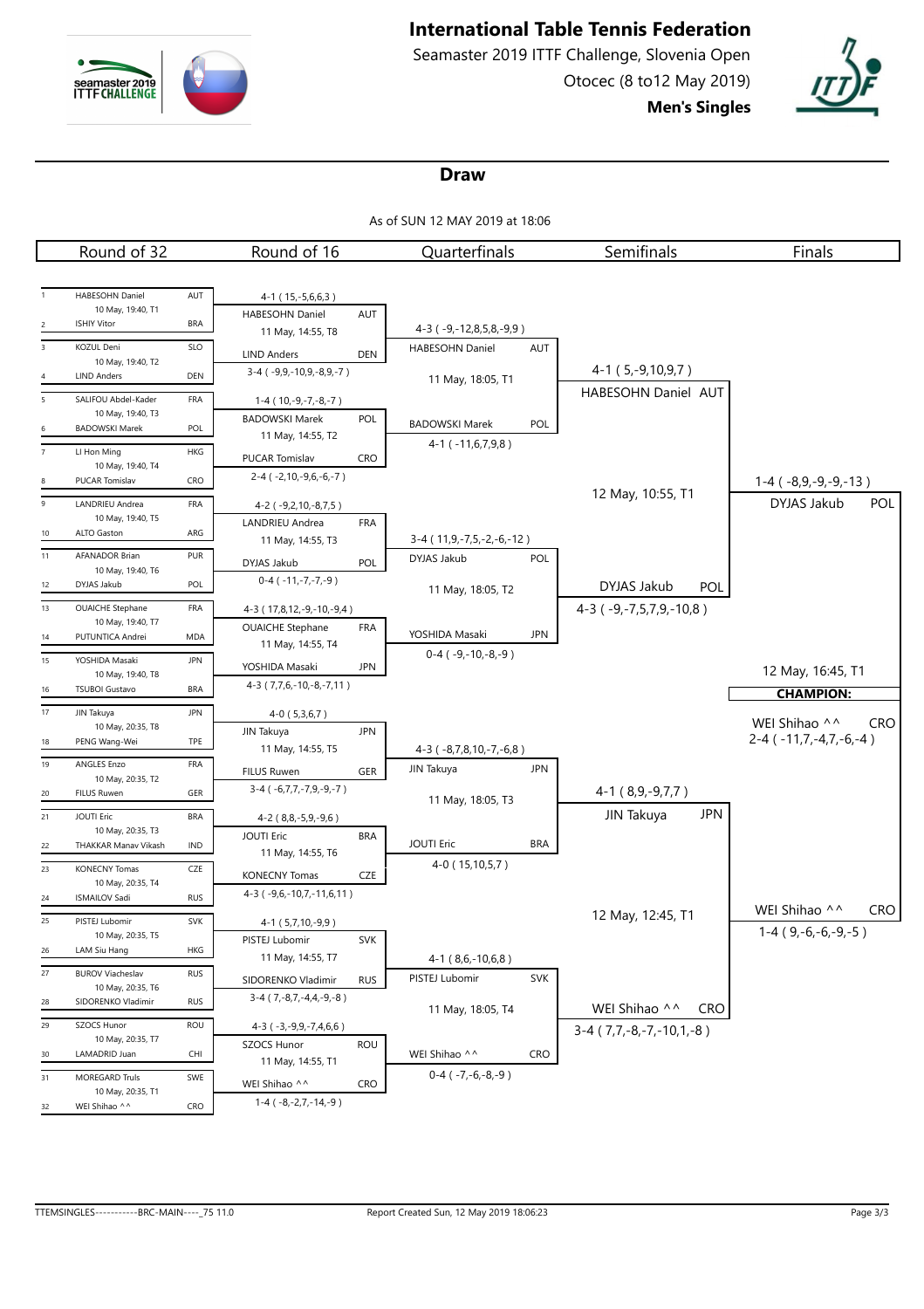# International Table Tennis Federation

Seamaster 2019 ITTF Challenge, Slovenia Open

Otocec (8 to12 May 2019)

**Men's Singles**

## Draw

As of SUN 12 MAY 2019 at 18:06

### Round of 32

| # | Player | Assoc | Match |
|---|---|---|---|
| 1 | HABESOHN Daniel | AUT | 10 May, 19:40, T1 |
| 2 | ISHIY Vitor | BRA | |
| 3 | KOZUL Deni | SLO | 10 May, 19:40, T2 |
| 4 | LIND Anders | DEN | |
| 5 | SALIFOU Abdel-Kader | FRA | 10 May, 19:40, T3 |
| 6 | BADOWSKI Marek | POL | |
| 7 | LI Hon Ming | HKG | 10 May, 19:40, T4 |
| 8 | PUCAR Tomislav | CRO | |
| 9 | LANDRIEU Andrea | FRA | 10 May, 19:40, T5 |
| 10 | ALTO Gaston | ARG | |
| 11 | AFANADOR Brian | PUR | 10 May, 19:40, T6 |
| 12 | DYJAS Jakub | POL | |
| 13 | OUAICHE Stephane | FRA | 10 May, 19:40, T7 |
| 14 | PUTUNTICA Andrei | MDA | |
| 15 | YOSHIDA Masaki | JPN | 10 May, 19:40, T8 |
| 16 | TSUBOI Gustavo | BRA | |
| 17 | JIN Takuya | JPN | 10 May, 20:35, T8 |
| 18 | PENG Wang-Wei | TPE | |
| 19 | ANGLES Enzo | FRA | 10 May, 20:35, T2 |
| 20 | FILUS Ruwen | GER | |
| 21 | JOUTI Eric | BRA | 10 May, 20:35, T3 |
| 22 | THAKKAR Manav Vikash | IND | |
| 23 | KONECNY Tomas | CZE | 10 May, 20:35, T4 |
| 24 | ISMAILOV Sadi | RUS | |
| 25 | PISTEJ Lubomir | SVK | 10 May, 20:35, T5 |
| 26 | LAM Siu Hang | HKG | |
| 27 | BUROV Viacheslav | RUS | 10 May, 20:35, T6 |
| 28 | SIDORENKO Vladimir | RUS | |
| 29 | SZOCS Hunor | ROU | 10 May, 20:35, T7 |
| 30 | LAMADRID Juan | CHI | |
| 31 | MOREGARD Truls | SWE | 10 May, 20:35, T1 |
| 32 | WEI Shihao ^^ | CRO | |

### Round of 16

| Winner | Assoc | Score | Next match |
|---|---|---|---|
| HABESOHN Daniel | AUT | 4-1 ( 15,-5,6,6,3 ) | 11 May, 14:55, T8 |
| LIND Anders | DEN | 3-4 ( -9,9,-10,9,-8,9,-7 ) | |
| BADOWSKI Marek | POL | 1-4 ( 10,-9,-7,-8,-7 ) | 11 May, 14:55, T2 |
| PUCAR Tomislav | CRO | 2-4 ( -2,10,-9,6,-6,-7 ) | |
| LANDRIEU Andrea | FRA | 4-2 ( -9,2,10,-8,7,5 ) | 11 May, 14:55, T3 |
| DYJAS Jakub | POL | 0-4 ( -11,-7,-7,-9 ) | |
| OUAICHE Stephane | FRA | 4-3 ( 17,8,12,-9,-10,-9,4 ) | 11 May, 14:55, T4 |
| YOSHIDA Masaki | JPN | 4-3 ( 7,7,6,-10,-8,-7,11 ) | |
| JIN Takuya | JPN | 4-0 ( 5,3,6,7 ) | 11 May, 14:55, T5 |
| FILUS Ruwen | GER | 3-4 ( -6,7,7,-7,9,-9,-7 ) | |
| JOUTI Eric | BRA | 4-2 ( 8,8,-5,9,-9,6 ) | 11 May, 14:55, T6 |
| KONECNY Tomas | CZE | 4-3 ( -9,6,-10,7,-11,6,11 ) | |
| PISTEJ Lubomir | SVK | 4-1 ( 5,7,10,-9,9 ) | 11 May, 14:55, T7 |
| SIDORENKO Vladimir | RUS | 3-4 ( 7,-8,7,-4,4,-9,-8 ) | |
| SZOCS Hunor | ROU | 4-3 ( -3,-9,9,-7,4,6,6 ) | 11 May, 14:55, T1 |
| WEI Shihao ^^ | CRO | 1-4 ( -8,-2,7,-14,-9 ) | |

### Quarterfinals

| Winner | Assoc | Score | Next match |
|---|---|---|---|
| HABESOHN Daniel | AUT | 4-3 ( -9,-12,8,5,8,-9,9 ) | 11 May, 18:05, T1 |
| BADOWSKI Marek | POL | 4-1 ( -11,6,7,9,8 ) | |
| DYJAS Jakub | POL | 3-4 ( 11,9,-7,5,-2,-6,-12 ) | 11 May, 18:05, T2 |
| YOSHIDA Masaki | JPN | 0-4 ( -9,-10,-8,-9 ) | |
| JIN Takuya | JPN | 4-3 ( -8,7,8,10,-7,-6,8 ) | 11 May, 18:05, T3 |
| JOUTI Eric | BRA | 4-0 ( 15,10,5,7 ) | |
| PISTEJ Lubomir | SVK | 4-1 ( 8,6,-10,6,8 ) | 11 May, 18:05, T4 |
| WEI Shihao ^^ | CRO | 0-4 ( -7,-6,-8,-9 ) | |

### Semifinals

| Winner | Assoc | Score | Next match |
|---|---|---|---|
| HABESOHN Daniel | AUT | 4-1 ( 5,-9,10,9,7 ) | 12 May, 10:55, T1 |
| DYJAS Jakub | POL | 4-3 ( -9,-7,5,7,9,-10,8 ) | |
| JIN Takuya | JPN | 4-1 ( 8,9,-9,7,7 ) | 12 May, 12:45, T1 |
| WEI Shihao ^^ | CRO | 3-4 ( 7,7,-8,-7,-10,1,-8 ) | |

### Finals

| Winner | Assoc | Score | Next match |
|---|---|---|---|
| DYJAS Jakub | POL | 1-4 ( -8,9,-9,-9,-13 ) | 12 May, 16:45, T1 |
| WEI Shihao ^^ | CRO | 1-4 ( 9,-6,-6,-9,-5 ) | |

**CHAMPION:**

WEI Shihao ^^ CRO

2-4 ( -11,7,-4,7,-6,-4 )

TTEMSINGLES-----------BRC-MAIN----_75 11.0

Report Created Sun, 12 May 2019 18:06:23